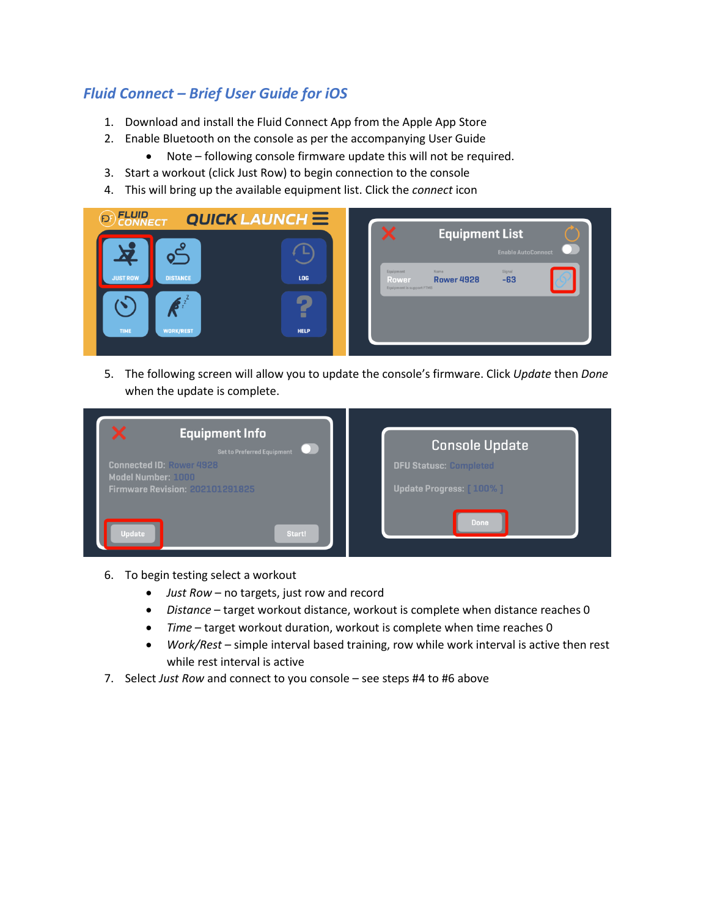# *Fluid Connect – Brief User Guide for iOS*

1. Download and install the Fluid Connect App from the Apple App Store
2. Enable Bluetooth on the console as per the accompanying User Guide
   - Note – following console firmware update this will not be required.
3. Start a workout (click Just Row) to begin connection to the console
4. This will bring up the available equipment list. Click the *connect* icon

5. The following screen will allow you to update the console's firmware. Click *Update* then *Done* when the update is complete.

6. To begin testing select a workout
   - *Just Row* – no targets, just row and record
   - *Distance* – target workout distance, workout is complete when distance reaches 0
   - *Time* – target workout duration, workout is complete when time reaches 0
   - *Work/Rest* – simple interval based training, row while work interval is active then rest while rest interval is active
7. Select *Just Row* and connect to you console – see steps #4 to #6 above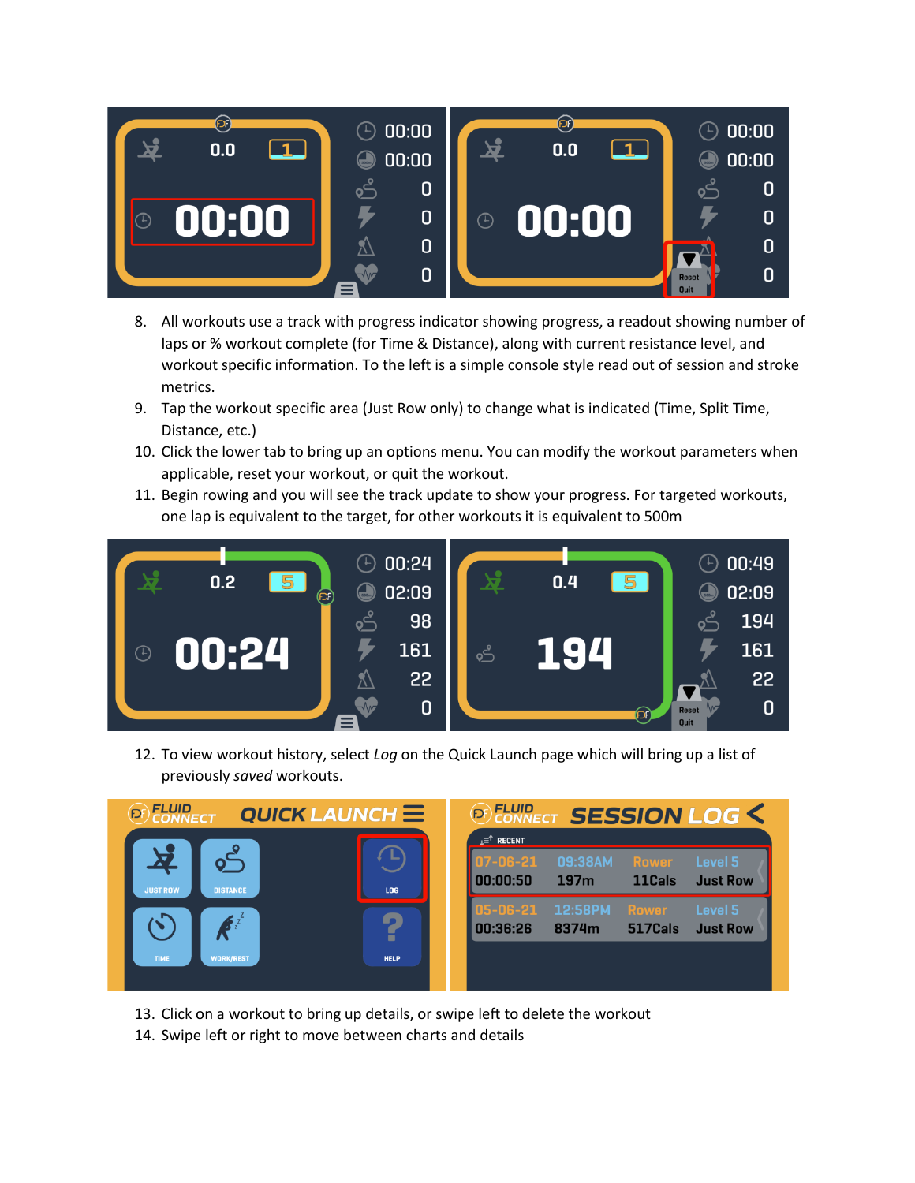8. All workouts use a track with progress indicator showing progress, a readout showing number of laps or % workout complete (for Time & Distance), along with current resistance level, and workout specific information. To the left is a simple console style read out of session and stroke metrics.
9. Tap the workout specific area (Just Row only) to change what is indicated (Time, Split Time, Distance, etc.)
10. Click the lower tab to bring up an options menu. You can modify the workout parameters when applicable, reset your workout, or quit the workout.
11. Begin rowing and you will see the track update to show your progress. For targeted workouts, one lap is equivalent to the target, for other workouts it is equivalent to 500m

12. To view workout history, select *Log* on the Quick Launch page which will bring up a list of previously *saved* workouts.

13. Click on a workout to bring up details, or swipe left to delete the workout
14. Swipe left or right to move between charts and details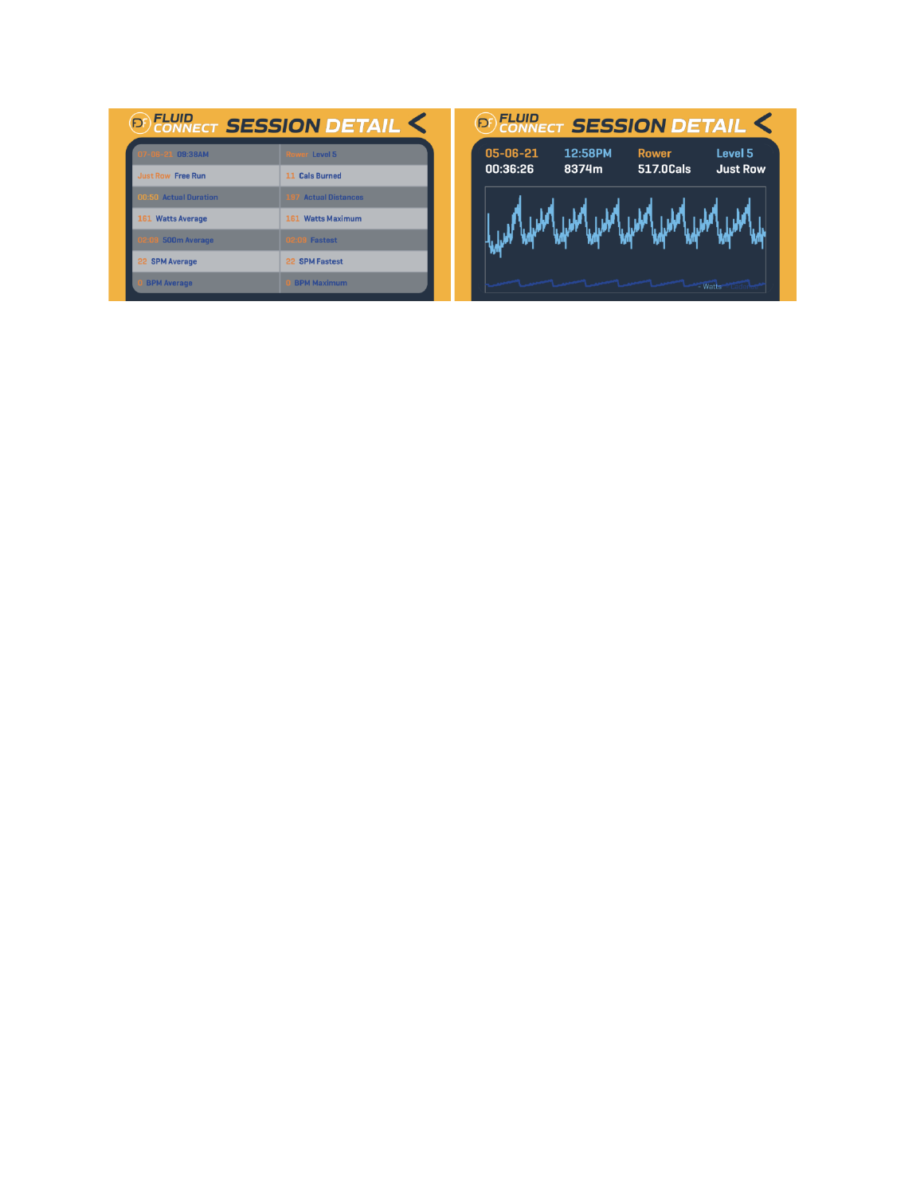FLUID CONNECT **SESSION DETAIL**

| | |
|---|---|
| 07-06-21 09:38AM | Rower Level 5 |
| Just Row Free Run | 11 Cals Burned |
| 00:50 Actual Duration | 197 Actual Distances |
| 161 Watts Average | 161 Watts Maximum |
| 02:09 500m Average | 02:09 Fastest |
| 22 SPM Average | 22 SPM Fastest |
| 0 BPM Average | 0 BPM Maximum |

FLUID CONNECT **SESSION DETAIL**

05-06-21 12:58PM Rower Level 5

00:36:26 8374m 517.0Cals Just Row

- Watts